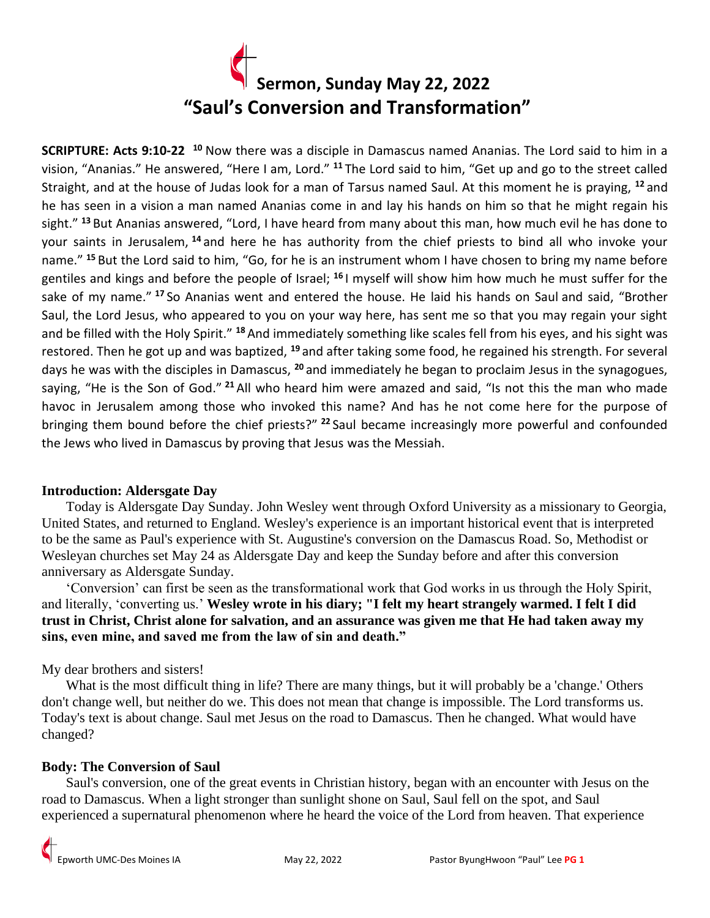# Sermon, Sunday May 22, 2022
# "Saul's Conversion and Transformation"

**SCRIPTURE: Acts 9:10-22** [10] Now there was a disciple in Damascus named Ananias. The Lord said to him in a vision, "Ananias." He answered, "Here I am, Lord." [11] The Lord said to him, "Get up and go to the street called Straight, and at the house of Judas look for a man of Tarsus named Saul. At this moment he is praying, [12] and he has seen in a vision a man named Ananias come in and lay his hands on him so that he might regain his sight." [13] But Ananias answered, "Lord, I have heard from many about this man, how much evil he has done to your saints in Jerusalem, [14] and here he has authority from the chief priests to bind all who invoke your name." [15] But the Lord said to him, "Go, for he is an instrument whom I have chosen to bring my name before gentiles and kings and before the people of Israel; [16] I myself will show him how much he must suffer for the sake of my name." [17] So Ananias went and entered the house. He laid his hands on Saul and said, "Brother Saul, the Lord Jesus, who appeared to you on your way here, has sent me so that you may regain your sight and be filled with the Holy Spirit." [18] And immediately something like scales fell from his eyes, and his sight was restored. Then he got up and was baptized, [19] and after taking some food, he regained his strength. For several days he was with the disciples in Damascus, [20] and immediately he began to proclaim Jesus in the synagogues, saying, "He is the Son of God." [21] All who heard him were amazed and said, "Is not this the man who made havoc in Jerusalem among those who invoked this name? And has he not come here for the purpose of bringing them bound before the chief priests?" [22] Saul became increasingly more powerful and confounded the Jews who lived in Damascus by proving that Jesus was the Messiah.

## Introduction: Aldersgate Day

Today is Aldersgate Day Sunday. John Wesley went through Oxford University as a missionary to Georgia, United States, and returned to England. Wesley's experience is an important historical event that is interpreted to be the same as Paul's experience with St. Augustine's conversion on the Damascus Road. So, Methodist or Wesleyan churches set May 24 as Aldersgate Day and keep the Sunday before and after this conversion anniversary as Aldersgate Sunday.

'Conversion' can first be seen as the transformational work that God works in us through the Holy Spirit, and literally, 'converting us.' **Wesley wrote in his diary; "I felt my heart strangely warmed. I felt I did trust in Christ, Christ alone for salvation, and an assurance was given me that He had taken away my sins, even mine, and saved me from the law of sin and death."**

My dear brothers and sisters!

What is the most difficult thing in life? There are many things, but it will probably be a 'change.' Others don't change well, but neither do we. This does not mean that change is impossible. The Lord transforms us. Today's text is about change. Saul met Jesus on the road to Damascus. Then he changed. What would have changed?

## Body: The Conversion of Saul

Saul's conversion, one of the great events in Christian history, began with an encounter with Jesus on the road to Damascus. When a light stronger than sunlight shone on Saul, Saul fell on the spot, and Saul experienced a supernatural phenomenon where he heard the voice of the Lord from heaven. That experience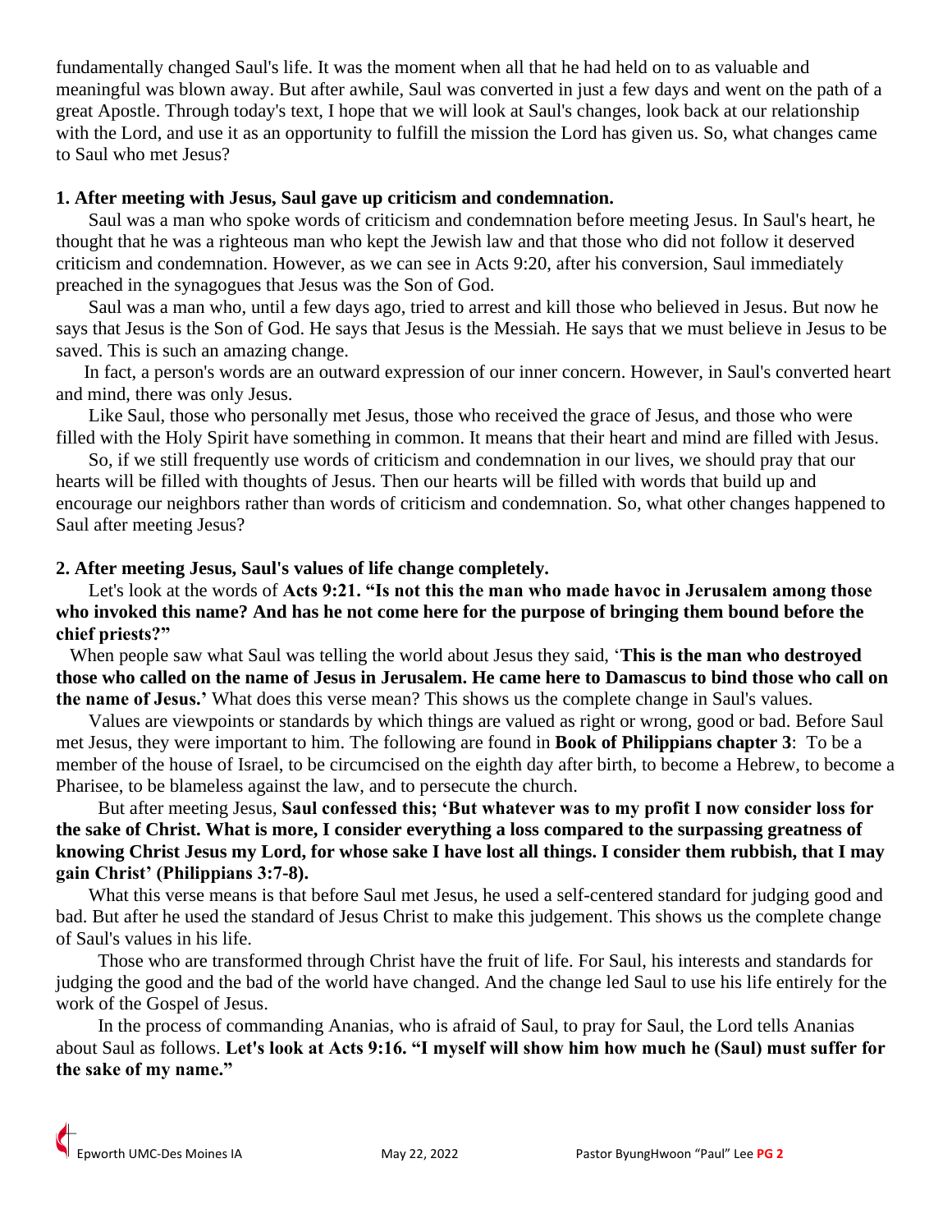fundamentally changed Saul's life. It was the moment when all that he had held on to as valuable and meaningful was blown away. But after awhile, Saul was converted in just a few days and went on the path of a great Apostle. Through today's text, I hope that we will look at Saul's changes, look back at our relationship with the Lord, and use it as an opportunity to fulfill the mission the Lord has given us. So, what changes came to Saul who met Jesus?

**1. After meeting with Jesus, Saul gave up criticism and condemnation.**

Saul was a man who spoke words of criticism and condemnation before meeting Jesus. In Saul's heart, he thought that he was a righteous man who kept the Jewish law and that those who did not follow it deserved criticism and condemnation. However, as we can see in Acts 9:20, after his conversion, Saul immediately preached in the synagogues that Jesus was the Son of God.

Saul was a man who, until a few days ago, tried to arrest and kill those who believed in Jesus. But now he says that Jesus is the Son of God. He says that Jesus is the Messiah. He says that we must believe in Jesus to be saved. This is such an amazing change.

In fact, a person's words are an outward expression of our inner concern. However, in Saul's converted heart and mind, there was only Jesus.

Like Saul, those who personally met Jesus, those who received the grace of Jesus, and those who were filled with the Holy Spirit have something in common. It means that their heart and mind are filled with Jesus.

So, if we still frequently use words of criticism and condemnation in our lives, we should pray that our hearts will be filled with thoughts of Jesus. Then our hearts will be filled with words that build up and encourage our neighbors rather than words of criticism and condemnation. So, what other changes happened to Saul after meeting Jesus?

**2. After meeting Jesus, Saul's values of life change completely.**

Let's look at the words of **Acts 9:21. "Is not this the man who made havoc in Jerusalem among those who invoked this name? And has he not come here for the purpose of bringing them bound before the chief priests?"**

When people saw what Saul was telling the world about Jesus they said, '**This is the man who destroyed those who called on the name of Jesus in Jerusalem. He came here to Damascus to bind those who call on the name of Jesus.'** What does this verse mean? This shows us the complete change in Saul's values.

Values are viewpoints or standards by which things are valued as right or wrong, good or bad. Before Saul met Jesus, they were important to him. The following are found in **Book of Philippians chapter 3**: To be a member of the house of Israel, to be circumcised on the eighth day after birth, to become a Hebrew, to become a Pharisee, to be blameless against the law, and to persecute the church.

But after meeting Jesus, **Saul confessed this; 'But whatever was to my profit I now consider loss for the sake of Christ. What is more, I consider everything a loss compared to the surpassing greatness of knowing Christ Jesus my Lord, for whose sake I have lost all things. I consider them rubbish, that I may gain Christ' (Philippians 3:7-8).**

What this verse means is that before Saul met Jesus, he used a self-centered standard for judging good and bad. But after he used the standard of Jesus Christ to make this judgement. This shows us the complete change of Saul's values in his life.

Those who are transformed through Christ have the fruit of life. For Saul, his interests and standards for judging the good and the bad of the world have changed. And the change led Saul to use his life entirely for the work of the Gospel of Jesus.

In the process of commanding Ananias, who is afraid of Saul, to pray for Saul, the Lord tells Ananias about Saul as follows. **Let's look at Acts 9:16. "I myself will show him how much he (Saul) must suffer for the sake of my name."**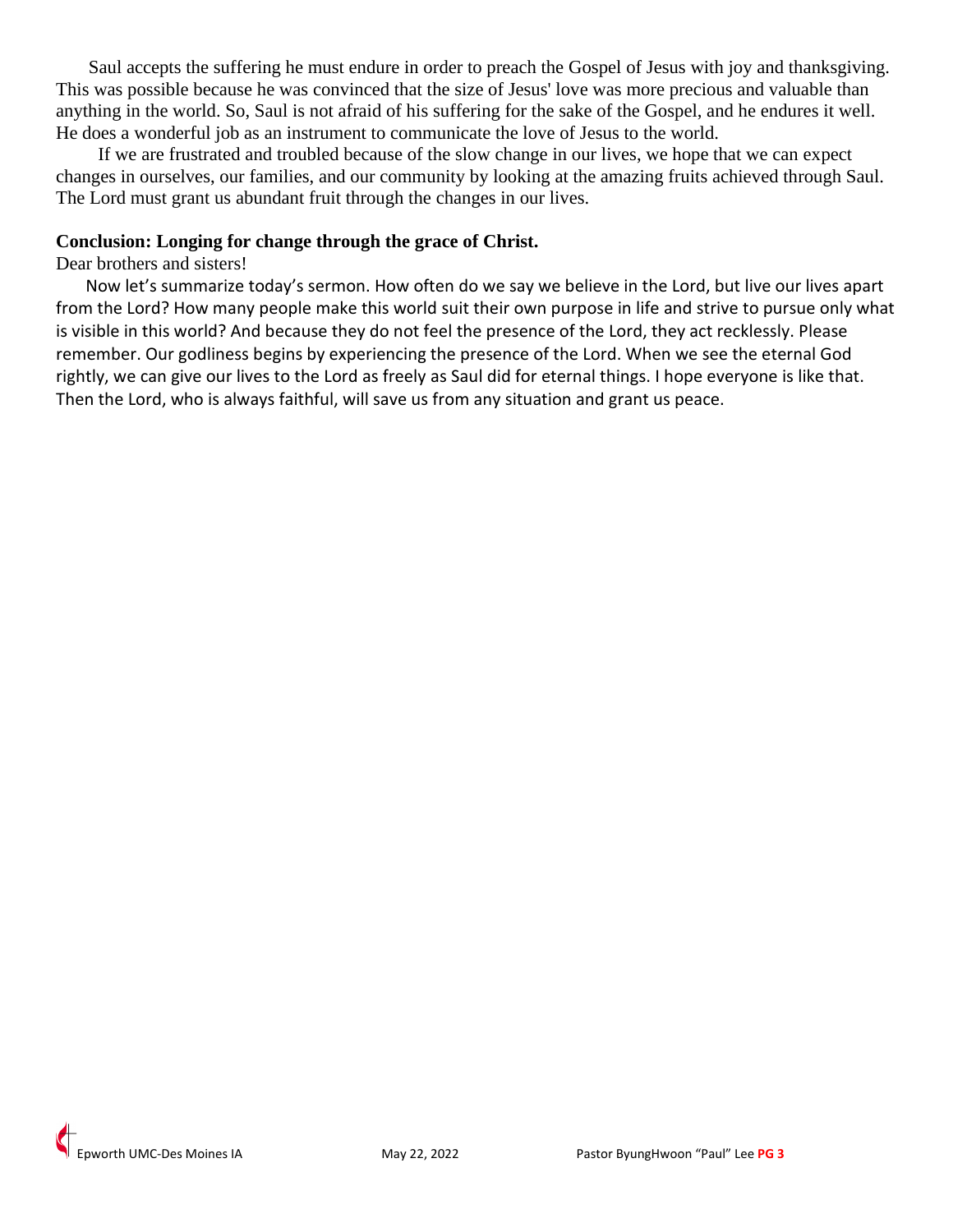Saul accepts the suffering he must endure in order to preach the Gospel of Jesus with joy and thanksgiving. This was possible because he was convinced that the size of Jesus' love was more precious and valuable than anything in the world. So, Saul is not afraid of his suffering for the sake of the Gospel, and he endures it well. He does a wonderful job as an instrument to communicate the love of Jesus to the world.

If we are frustrated and troubled because of the slow change in our lives, we hope that we can expect changes in ourselves, our families, and our community by looking at the amazing fruits achieved through Saul. The Lord must grant us abundant fruit through the changes in our lives.

**Conclusion: Longing for change through the grace of Christ.**

Dear brothers and sisters!

Now let's summarize today's sermon. How often do we say we believe in the Lord, but live our lives apart from the Lord? How many people make this world suit their own purpose in life and strive to pursue only what is visible in this world? And because they do not feel the presence of the Lord, they act recklessly. Please remember. Our godliness begins by experiencing the presence of the Lord. When we see the eternal God rightly, we can give our lives to the Lord as freely as Saul did for eternal things. I hope everyone is like that. Then the Lord, who is always faithful, will save us from any situation and grant us peace.